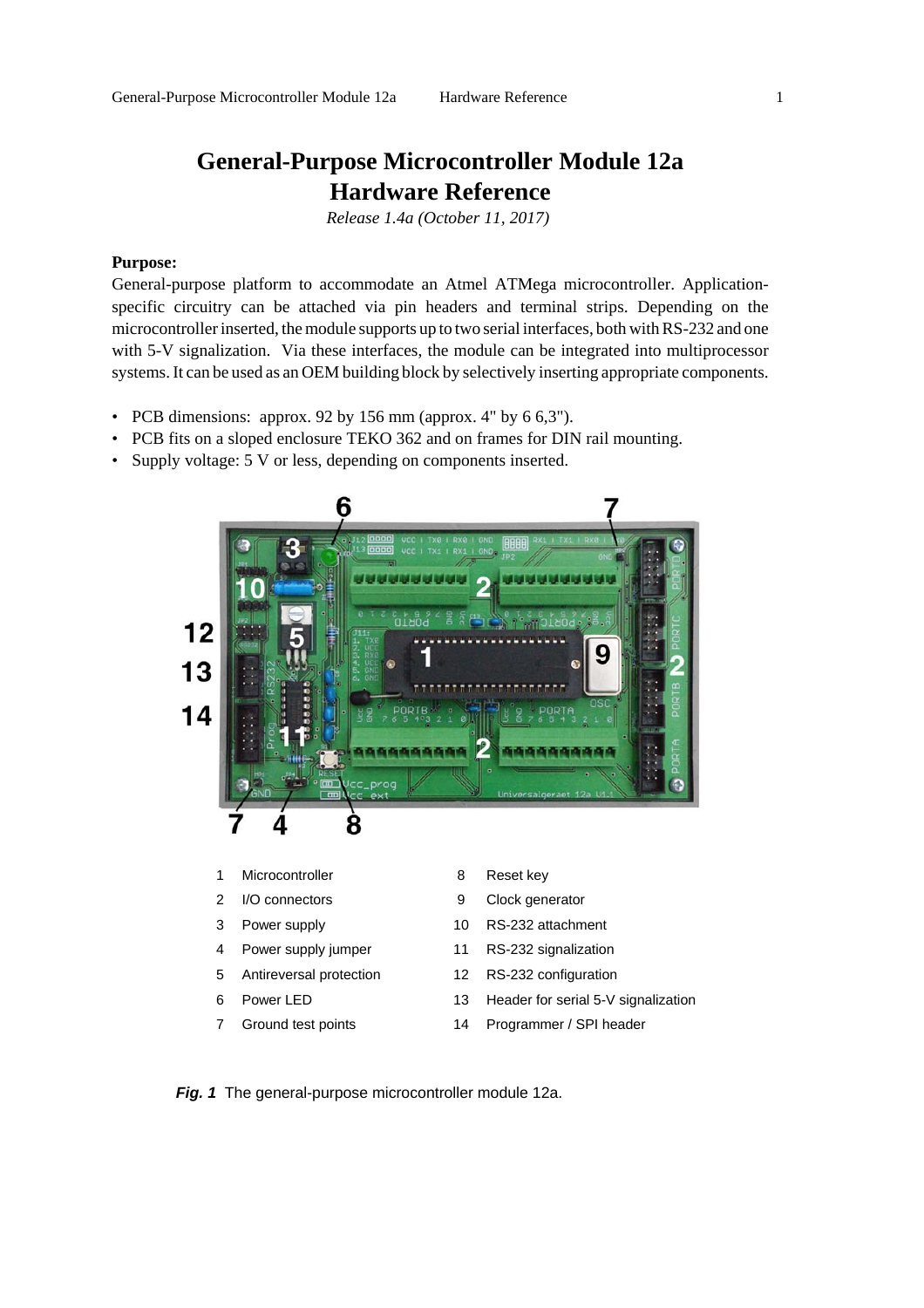# General-Purpose Microcontroller Module 12a
# Hardware Reference

*Release 1.4a (October 11, 2017)*

**Purpose:**

General-purpose platform to accommodate an Atmel ATMega microcontroller. Application-specific circuitry can be attached via pin headers and terminal strips. Depending on the microcontroller inserted, the module supports up to two serial interfaces, both with RS-232 and one with 5-V signalization. Via these interfaces, the module can be integrated into multiprocessor systems. It can be used as an OEM building block by selectively inserting appropriate components.

- PCB dimensions: approx. 92 by 156 mm (approx. 4" by 6 6,3").
- PCB fits on a sloped enclosure TEKO 362 and on frames for DIN rail mounting.
- Supply voltage: 5 V or less, depending on components inserted.

| | | | |
|---|---|---|---|
| 1 | Microcontroller | 8 | Reset key |
| 2 | I/O connectors | 9 | Clock generator |
| 3 | Power supply | 10 | RS-232 attachment |
| 4 | Power supply jumper | 11 | RS-232 signalization |
| 5 | Antireversal protection | 12 | RS-232 configuration |
| 6 | Power LED | 13 | Header for serial 5-V signalization |
| 7 | Ground test points | 14 | Programmer / SPI header |

***Fig. 1*** The general-purpose microcontroller module 12a.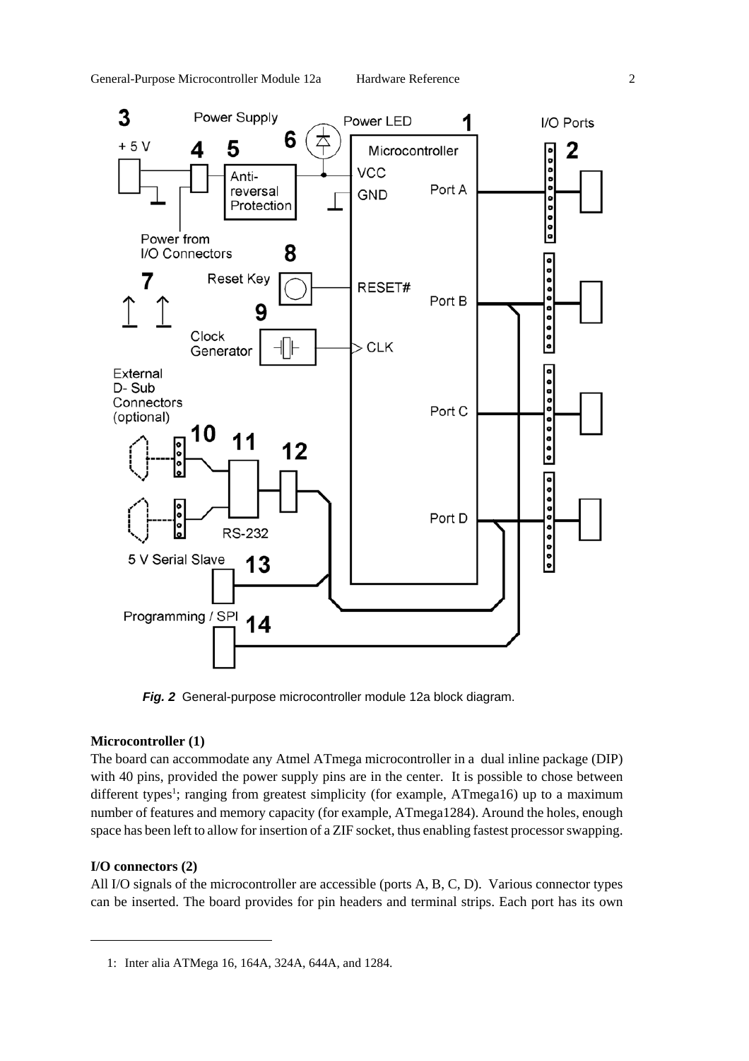*Fig. 2* General-purpose microcontroller module 12a block diagram.

**Microcontroller (1)**

The board can accommodate any Atmel ATmega microcontroller in a dual inline package (DIP) with 40 pins, provided the power supply pins are in the center. It is possible to chose between different types[1]; ranging from greatest simplicity (for example, ATmega16) up to a maximum number of features and memory capacity (for example, ATmega1284). Around the holes, enough space has been left to allow for insertion of a ZIF socket, thus enabling fastest processor swapping.

**I/O connectors (2)**

All I/O signals of the microcontroller are accessible (ports A, B, C, D). Various connector types can be inserted. The board provides for pin headers and terminal strips. Each port has its own

1: Inter alia ATMega 16, 164A, 324A, 644A, and 1284.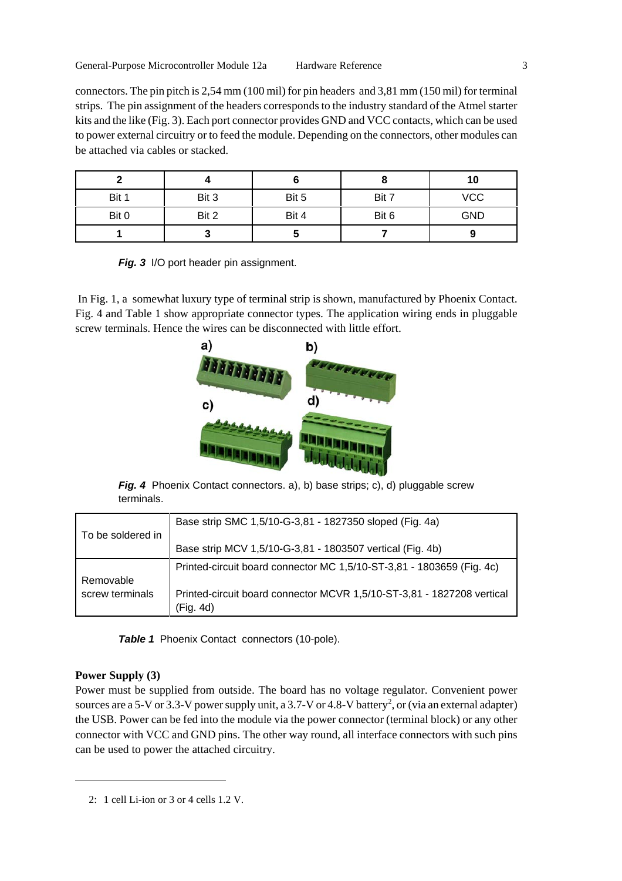connectors. The pin pitch is 2,54 mm (100 mil) for pin headers and 3,81 mm (150 mil) for terminal strips. The pin assignment of the headers corresponds to the industry standard of the Atmel starter kits and the like (Fig. 3). Each port connector provides GND and VCC contacts, which can be used to power external circuitry or to feed the module. Depending on the connectors, other modules can be attached via cables or stacked.

| 2 | 4 | 6 | 8 | 10 |
|---|---|---|---|---|
| Bit 1 | Bit 3 | Bit 5 | Bit 7 | VCC |
| Bit 0 | Bit 2 | Bit 4 | Bit 6 | GND |
| 1 | 3 | 5 | 7 | 9 |

***Fig. 3*** I/O port header pin assignment.

In Fig. 1, a somewhat luxury type of terminal strip is shown, manufactured by Phoenix Contact. Fig. 4 and Table 1 show appropriate connector types. The application wiring ends in pluggable screw terminals. Hence the wires can be disconnected with little effort.

***Fig. 4*** Phoenix Contact connectors. a), b) base strips; c), d) pluggable screw terminals.

| | |
|---|---|
| To be soldered in | Base strip SMC 1,5/10-G-3,81 - 1827350 sloped (Fig. 4a) |
| | Base strip MCV 1,5/10-G-3,81 - 1803507 vertical (Fig. 4b) |
| Removable screw terminals | Printed-circuit board connector MC 1,5/10-ST-3,81 - 1803659 (Fig. 4c) |
| | Printed-circuit board connector MCVR 1,5/10-ST-3,81 - 1827208 vertical (Fig. 4d) |

***Table 1*** Phoenix Contact connectors (10-pole).

**Power Supply (3)**

Power must be supplied from outside. The board has no voltage regulator. Convenient power sources are a 5-V or 3.3-V power supply unit, a 3.7-V or 4.8-V battery[2], or (via an external adapter) the USB. Power can be fed into the module via the power connector (terminal block) or any other connector with VCC and GND pins. The other way round, all interface connectors with such pins can be used to power the attached circuitry.

2: 1 cell Li-ion or 3 or 4 cells 1.2 V.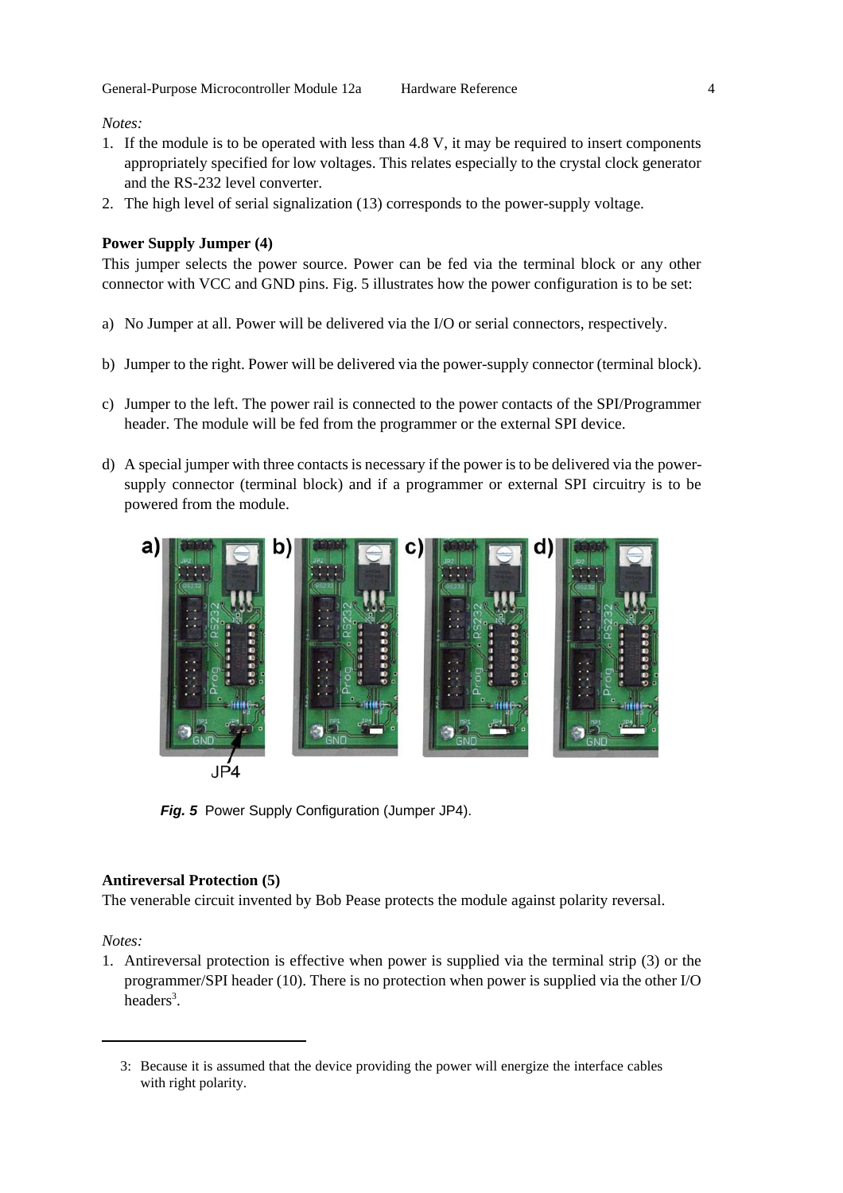*Notes:*

1. If the module is to be operated with less than 4.8 V, it may be required to insert components appropriately specified for low voltages. This relates especially to the crystal clock generator and the RS-232 level converter.
2. The high level of serial signalization (13) corresponds to the power-supply voltage.

**Power Supply Jumper (4)**

This jumper selects the power source. Power can be fed via the terminal block or any other connector with VCC and GND pins. Fig. 5 illustrates how the power configuration is to be set:

a) No Jumper at all. Power will be delivered via the I/O or serial connectors, respectively.

b) Jumper to the right. Power will be delivered via the power-supply connector (terminal block).

c) Jumper to the left. The power rail is connected to the power contacts of the SPI/Programmer header. The module will be fed from the programmer or the external SPI device.

d) A special jumper with three contacts is necessary if the power is to be delivered via the power-supply connector (terminal block) and if a programmer or external SPI circuitry is to be powered from the module.

***Fig. 5*** Power Supply Configuration (Jumper JP4).

**Antireversal Protection (5)**

The venerable circuit invented by Bob Pease protects the module against polarity reversal.

*Notes:*

1. Antireversal protection is effective when power is supplied via the terminal strip (3) or the programmer/SPI header (10). There is no protection when power is supplied via the other I/O headers[3].

3: Because it is assumed that the device providing the power will energize the interface cables with right polarity.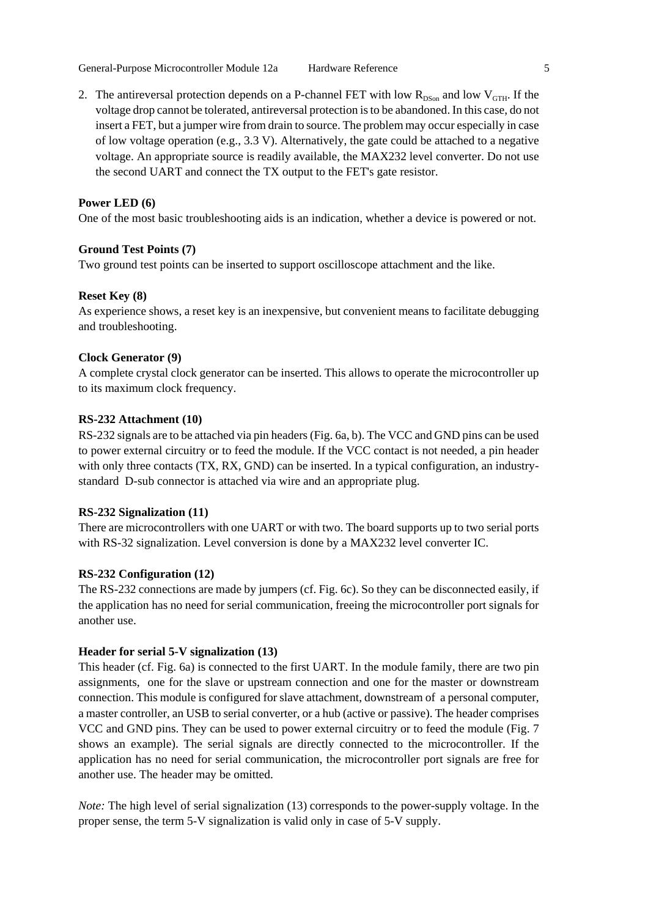2. The antireversal protection depends on a P-channel FET with low $R_{DSon}$ and low $V_{GTH}$. If the voltage drop cannot be tolerated, antireversal protection is to be abandoned. In this case, do not insert a FET, but a jumper wire from drain to source. The problem may occur especially in case of low voltage operation (e.g., 3.3 V). Alternatively, the gate could be attached to a negative voltage. An appropriate source is readily available, the MAX232 level converter. Do not use the second UART and connect the TX output to the FET's gate resistor.

**Power LED (6)**
One of the most basic troubleshooting aids is an indication, whether a device is powered or not.

**Ground Test Points (7)**
Two ground test points can be inserted to support oscilloscope attachment and the like.

**Reset Key (8)**
As experience shows, a reset key is an inexpensive, but convenient means to facilitate debugging and troubleshooting.

**Clock Generator (9)**
A complete crystal clock generator can be inserted. This allows to operate the microcontroller up to its maximum clock frequency.

**RS-232 Attachment (10)**
RS-232 signals are to be attached via pin headers (Fig. 6a, b). The VCC and GND pins can be used to power external circuitry or to feed the module. If the VCC contact is not needed, a pin header with only three contacts (TX, RX, GND) can be inserted. In a typical configuration, an industry-standard D-sub connector is attached via wire and an appropriate plug.

**RS-232 Signalization (11)**
There are microcontrollers with one UART or with two. The board supports up to two serial ports with RS-32 signalization. Level conversion is done by a MAX232 level converter IC.

**RS-232 Configuration (12)**
The RS-232 connections are made by jumpers (cf. Fig. 6c). So they can be disconnected easily, if the application has no need for serial communication, freeing the microcontroller port signals for another use.

**Header for serial 5-V signalization (13)**
This header (cf. Fig. 6a) is connected to the first UART. In the module family, there are two pin assignments, one for the slave or upstream connection and one for the master or downstream connection. This module is configured for slave attachment, downstream of a personal computer, a master controller, an USB to serial converter, or a hub (active or passive). The header comprises VCC and GND pins. They can be used to power external circuitry or to feed the module (Fig. 7 shows an example). The serial signals are directly connected to the microcontroller. If the application has no need for serial communication, the microcontroller port signals are free for another use. The header may be omitted.

*Note:* The high level of serial signalization (13) corresponds to the power-supply voltage. In the proper sense, the term 5-V signalization is valid only in case of 5-V supply.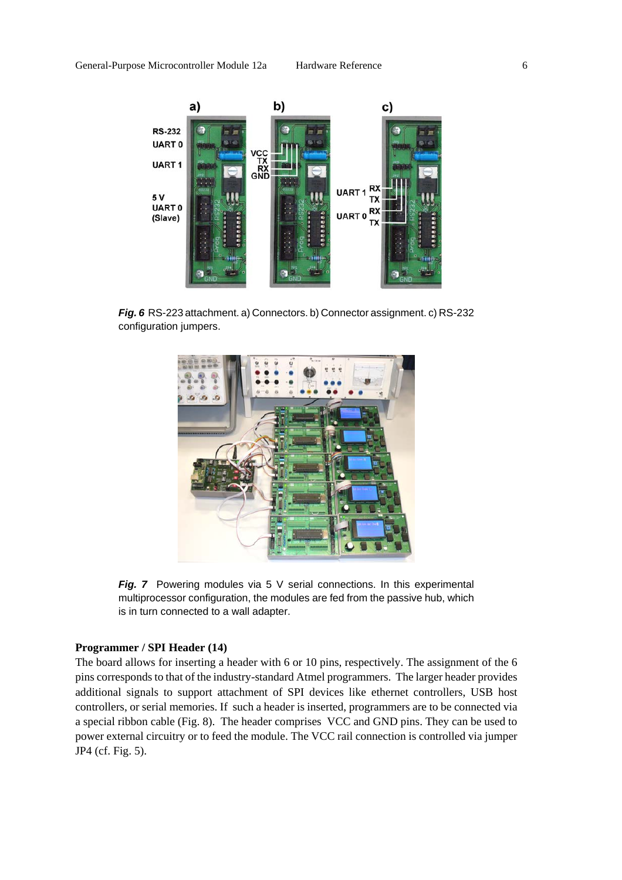***Fig. 6*** RS-223 attachment. a) Connectors. b) Connector assignment. c) RS-232 configuration jumpers.

***Fig. 7*** Powering modules via 5 V serial connections. In this experimental multiprocessor configuration, the modules are fed from the passive hub, which is in turn connected to a wall adapter.

**Programmer / SPI Header (14)**

The board allows for inserting a header with 6 or 10 pins, respectively. The assignment of the 6 pins corresponds to that of the industry-standard Atmel programmers. The larger header provides additional signals to support attachment of SPI devices like ethernet controllers, USB host controllers, or serial memories. If such a header is inserted, programmers are to be connected via a special ribbon cable (Fig. 8). The header comprises VCC and GND pins. They can be used to power external circuitry or to feed the module. The VCC rail connection is controlled via jumper JP4 (cf. Fig. 5).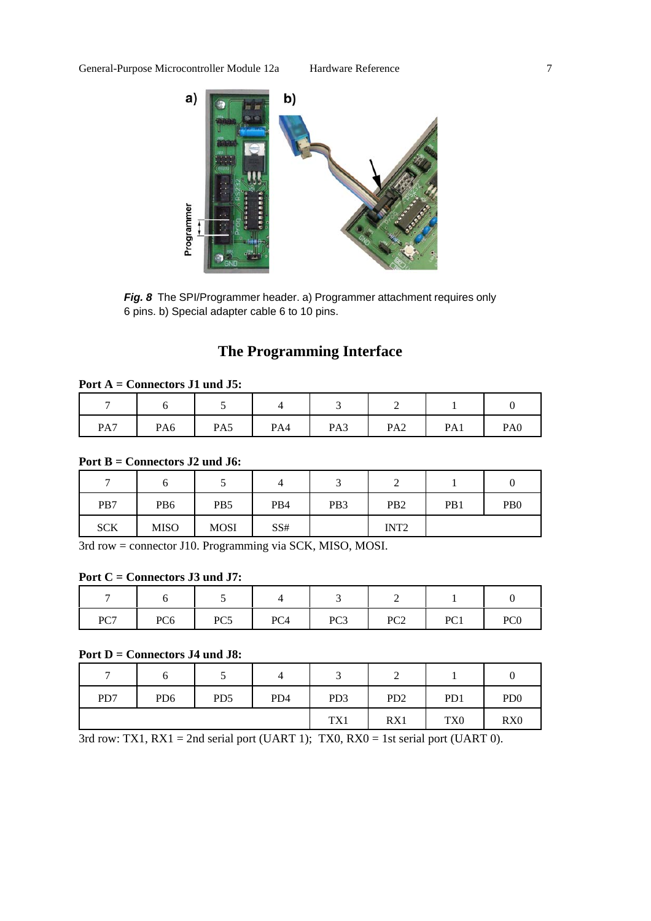*Fig. 8* The SPI/Programmer header. a) Programmer attachment requires only 6 pins. b) Special adapter cable 6 to 10 pins.

## The Programming Interface

**Port A = Connectors J1 und J5:**

| 7 | 6 | 5 | 4 | 3 | 2 | 1 | 0 |
|---|---|---|---|---|---|---|---|
| PA7 | PA6 | PA5 | PA4 | PA3 | PA2 | PA1 | PA0 |

**Port B = Connectors J2 und J6:**

| 7 | 6 | 5 | 4 | 3 | 2 | 1 | 0 |
|---|---|---|---|---|---|---|---|
| PB7 | PB6 | PB5 | PB4 | PB3 | PB2 | PB1 | PB0 |
| SCK | MISO | MOSI | SS# | | INT2 | | |

3rd row = connector J10. Programming via SCK, MISO, MOSI.

**Port C = Connectors J3 und J7:**

| 7 | 6 | 5 | 4 | 3 | 2 | 1 | 0 |
|---|---|---|---|---|---|---|---|
| PC7 | PC6 | PC5 | PC4 | PC3 | PC2 | PC1 | PC0 |

**Port D = Connectors J4 und J8:**

| 7 | 6 | 5 | 4 | 3 | 2 | 1 | 0 |
|---|---|---|---|---|---|---|---|
| PD7 | PD6 | PD5 | PD4 | PD3 | PD2 | PD1 | PD0 |
| | | | | TX1 | RX1 | TX0 | RX0 |

3rd row: TX1, RX1 = 2nd serial port (UART 1); TX0, RX0 = 1st serial port (UART 0).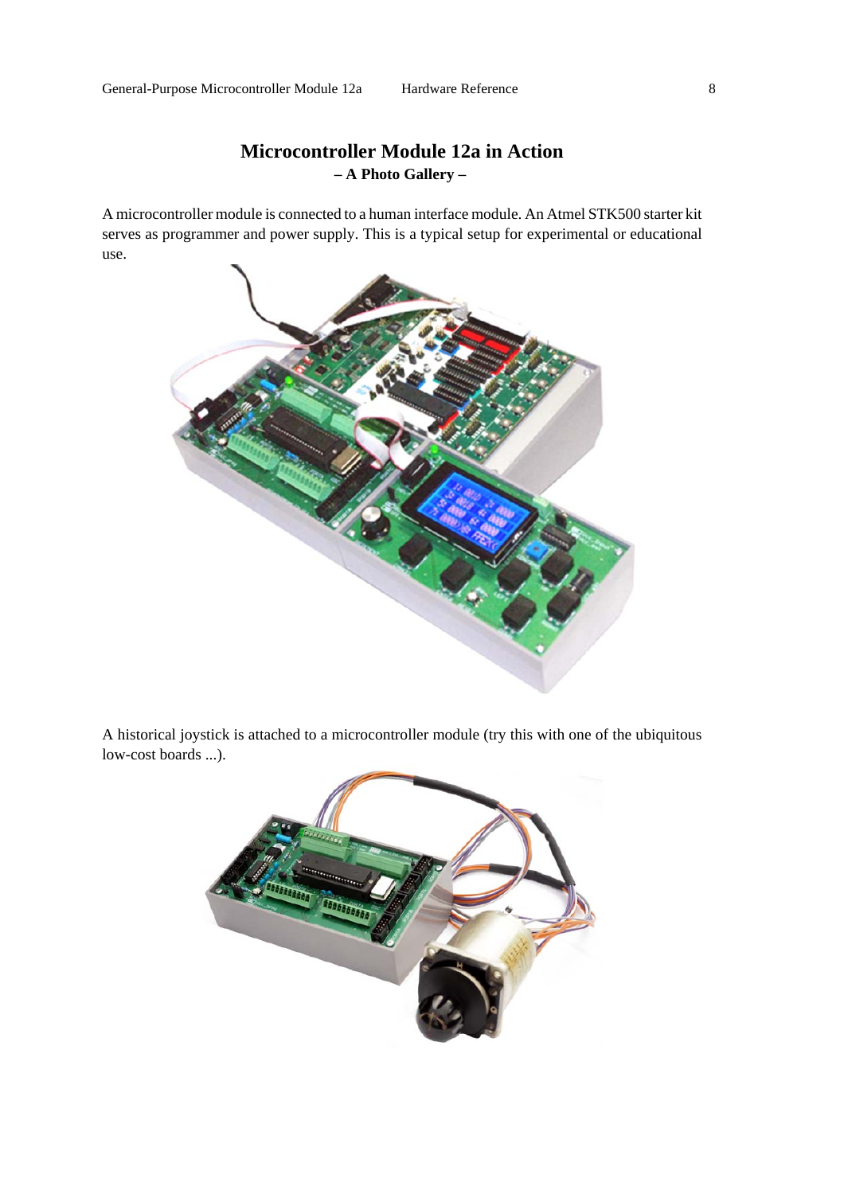# Microcontroller Module 12a in Action

**– A Photo Gallery –**

A microcontroller module is connected to a human interface module. An Atmel STK500 starter kit serves as programmer and power supply. This is a typical setup for experimental or educational use.

A historical joystick is attached to a microcontroller module (try this with one of the ubiquitous low-cost boards ...).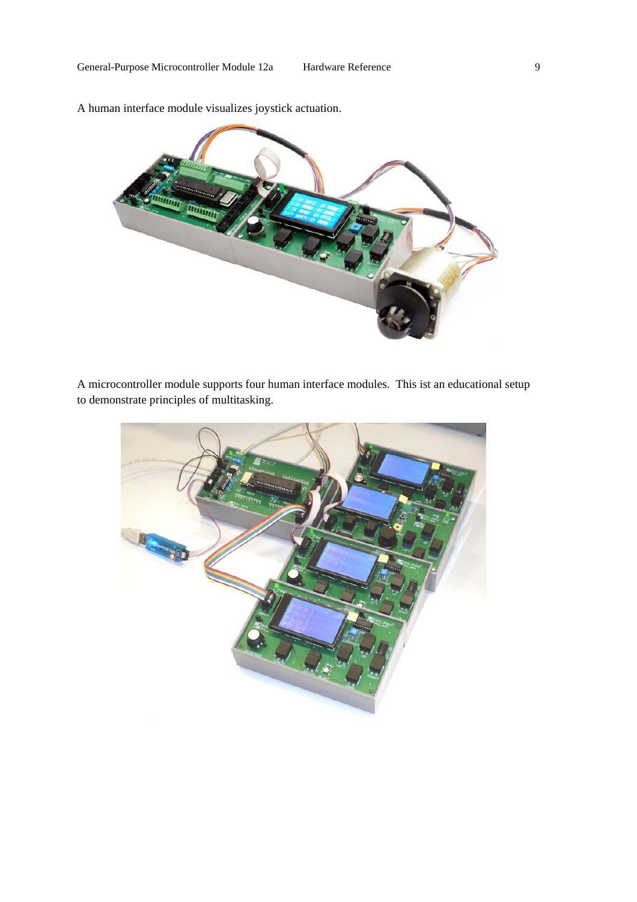A human interface module visualizes joystick actuation.

A microcontroller module supports four human interface modules.  This ist an educational setup to demonstrate principles of multitasking.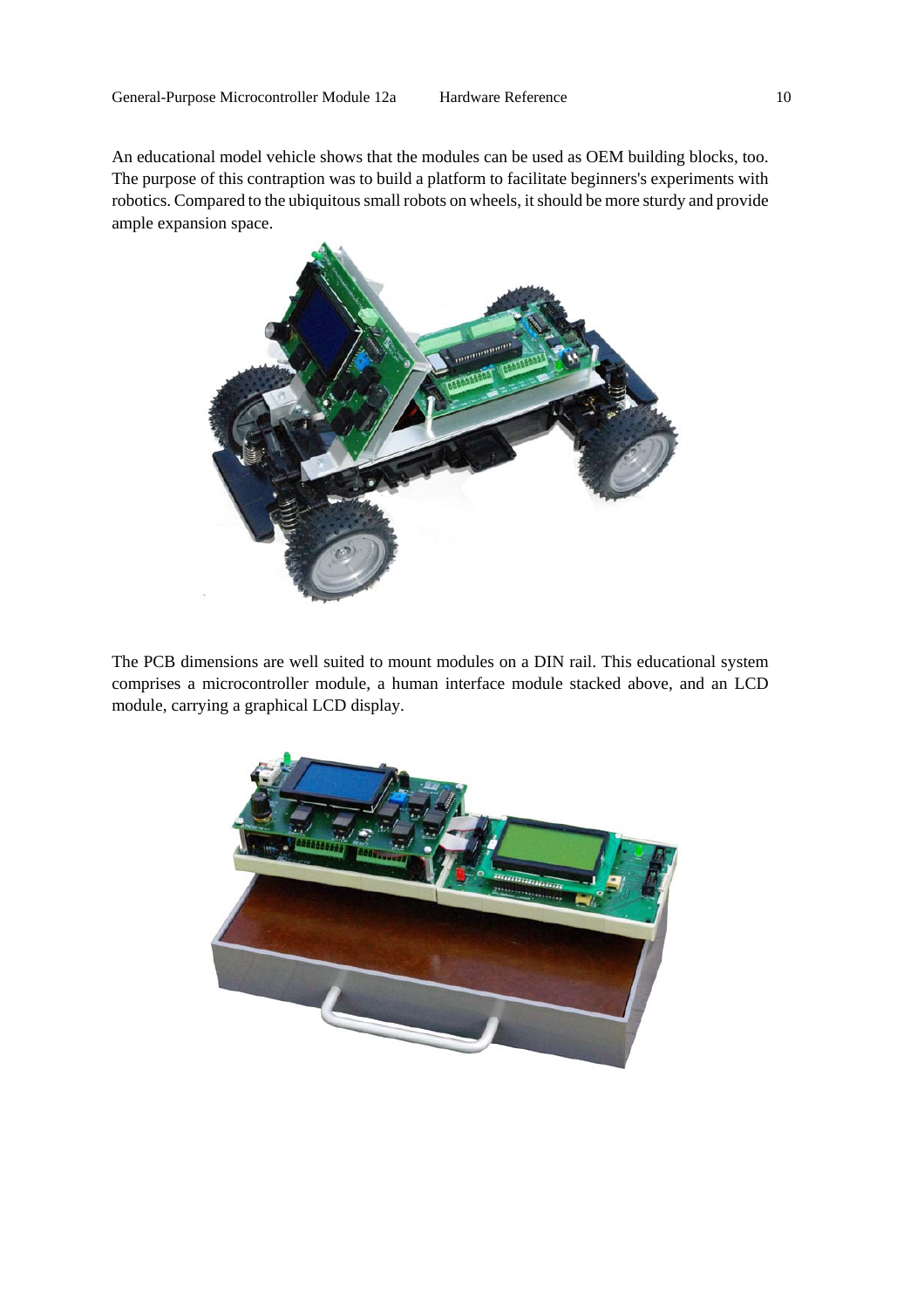An educational model vehicle shows that the modules can be used as OEM building blocks, too. The purpose of this contraption was to build a platform to facilitate beginners's experiments with robotics. Compared to the ubiquitous small robots on wheels, it should be more sturdy and provide ample expansion space.

The PCB dimensions are well suited to mount modules on a DIN rail. This educational system comprises a microcontroller module, a human interface module stacked above, and an LCD module, carrying a graphical LCD display.